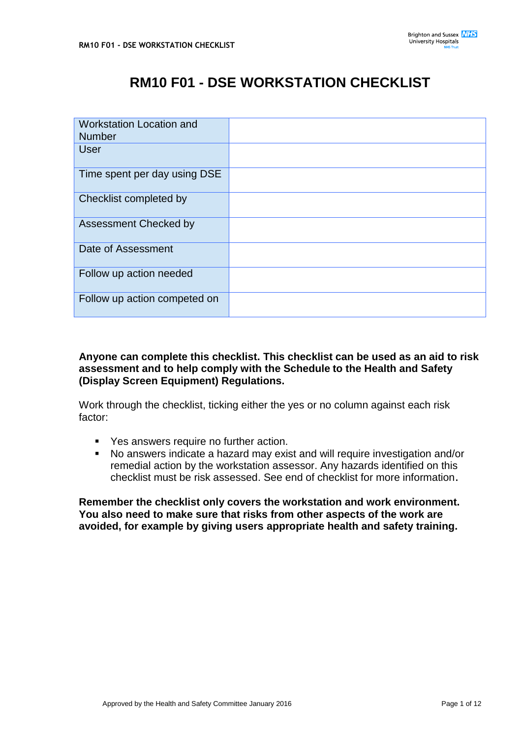# RM10 F01 - DSE WORKSTATION CHECKLIST

| Workstation Location and Number | |
|---|---|
| User | |
| Time spent per day using DSE | |
| Checklist completed by | |
| Assessment Checked by | |
| Date of Assessment | |
| Follow up action needed | |
| Follow up action competed on | |

**Anyone can complete this checklist. This checklist can be used as an aid to risk assessment and to help comply with the Schedule to the Health and Safety (Display Screen Equipment) Regulations.**

Work through the checklist, ticking either the yes or no column against each risk factor:

- Yes answers require no further action.
- No answers indicate a hazard may exist and will require investigation and/or remedial action by the workstation assessor. Any hazards identified on this checklist must be risk assessed. See end of checklist for more information.

**Remember the checklist only covers the workstation and work environment. You also need to make sure that risks from other aspects of the work are avoided, for example by giving users appropriate health and safety training.**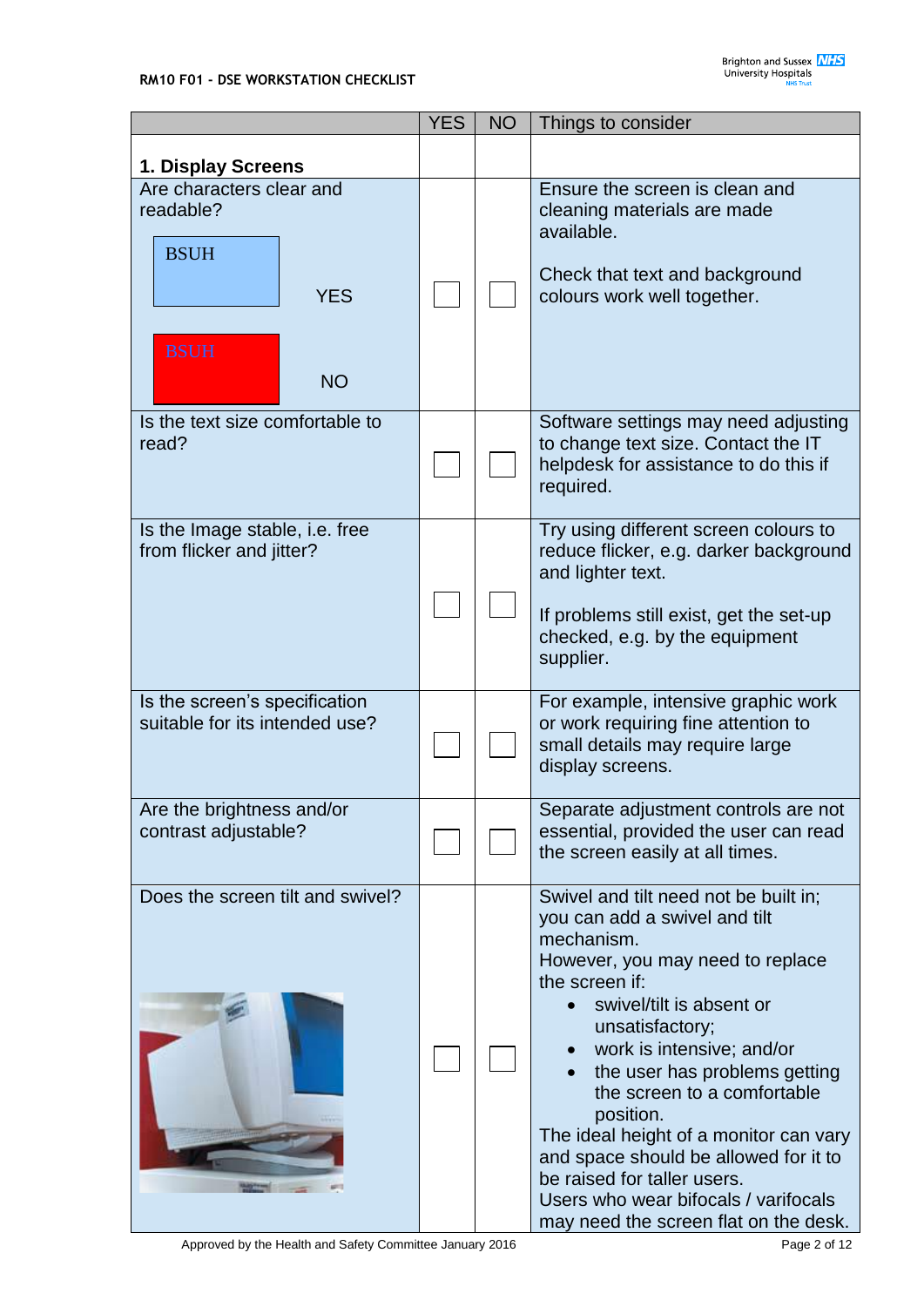**RM10 F01 - DSE WORKSTATION CHECKLIST**

| | YES | NO | Things to consider |
|---|---|---|---|
| **1. Display Screens** | | | |
| Are characters clear and readable?<br><br>BSUH — YES<br><br>BSUH — NO | ☐ | ☐ | Ensure the screen is clean and cleaning materials are made available.<br><br>Check that text and background colours work well together. |
| Is the text size comfortable to read? | ☐ | ☐ | Software settings may need adjusting to change text size. Contact the IT helpdesk for assistance to do this if required. |
| Is the Image stable, i.e. free from flicker and jitter? | ☐ | ☐ | Try using different screen colours to reduce flicker, e.g. darker background and lighter text.<br><br>If problems still exist, get the set-up checked, e.g. by the equipment supplier. |
| Is the screen's specification suitable for its intended use? | ☐ | ☐ | For example, intensive graphic work or work requiring fine attention to small details may require large display screens. |
| Are the brightness and/or contrast adjustable? | ☐ | ☐ | Separate adjustment controls are not essential, provided the user can read the screen easily at all times. |
| Does the screen tilt and swivel? | ☐ | ☐ | Swivel and tilt need not be built in; you can add a swivel and tilt mechanism.<br>However, you may need to replace the screen if:<br>• swivel/tilt is absent or unsatisfactory;<br>• work is intensive; and/or<br>• the user has problems getting the screen to a comfortable position.<br>The ideal height of a monitor can vary and space should be allowed for it to be raised for taller users.<br>Users who wear bifocals / varifocals may need the screen flat on the desk. |

Approved by the Health and Safety Committee January 2016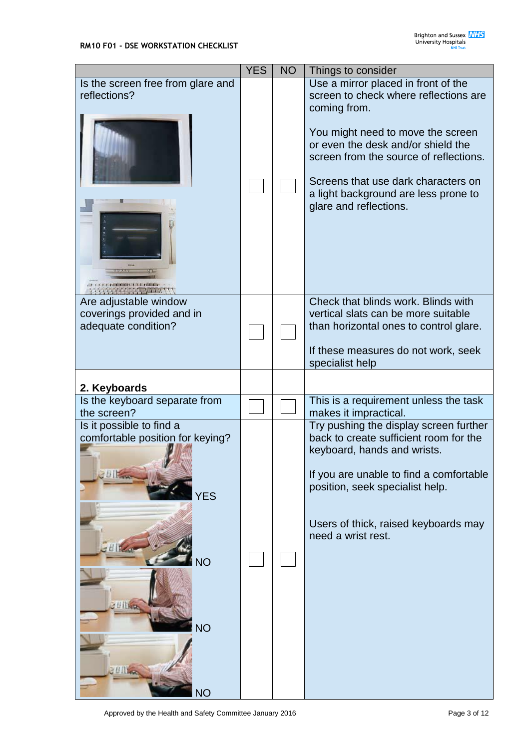| | YES | NO | Things to consider |
|---|---|---|---|
| Is the screen free from glare and reflections? | ☐ | ☐ | Use a mirror placed in front of the screen to check where reflections are coming from. You might need to move the screen or even the desk and/or shield the screen from the source of reflections. Screens that use dark characters on a light background are less prone to glare and reflections. |
| Are adjustable window coverings provided and in adequate condition? | ☐ | ☐ | Check that blinds work. Blinds with vertical slats can be more suitable than horizontal ones to control glare. If these measures do not work, seek specialist help |
| **2. Keyboards** | | | |
| Is the keyboard separate from the screen? | ☐ | ☐ | This is a requirement unless the task makes it impractical. |
| Is it possible to find a comfortable position for keying? YES NO NO NO | ☐ | ☐ | Try pushing the display screen further back to create sufficient room for the keyboard, hands and wrists. If you are unable to find a comfortable position, seek specialist help. Users of thick, raised keyboards may need a wrist rest. |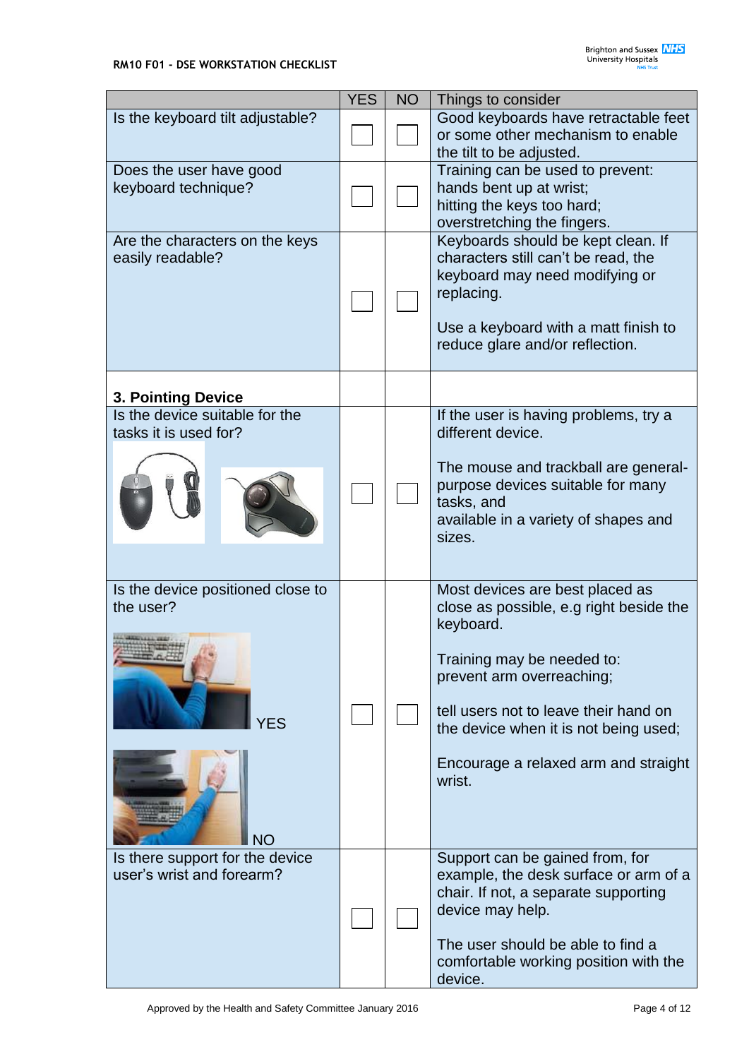| | YES | NO | Things to consider |
|---|---|---|---|
| Is the keyboard tilt adjustable? | ☐ | ☐ | Good keyboards have retractable feet or some other mechanism to enable the tilt to be adjusted. |
| Does the user have good keyboard technique? | ☐ | ☐ | Training can be used to prevent: hands bent up at wrist; hitting the keys too hard; overstretching the fingers. |
| Are the characters on the keys easily readable? | ☐ | ☐ | Keyboards should be kept clean. If characters still can't be read, the keyboard may need modifying or replacing.<br><br>Use a keyboard with a matt finish to reduce glare and/or reflection. |
| **3. Pointing Device** | | | |
| Is the device suitable for the tasks it is used for? | ☐ | ☐ | If the user is having problems, try a different device.<br><br>The mouse and trackball are general-purpose devices suitable for many tasks, and available in a variety of shapes and sizes. |
| Is the device positioned close to the user?<br><br>YES<br><br>NO | ☐ | ☐ | Most devices are best placed as close as possible, e.g right beside the keyboard.<br><br>Training may be needed to: prevent arm overreaching;<br><br>tell users not to leave their hand on the device when it is not being used;<br><br>Encourage a relaxed arm and straight wrist. |
| Is there support for the device user's wrist and forearm? | ☐ | ☐ | Support can be gained from, for example, the desk surface or arm of a chair. If not, a separate supporting device may help.<br><br>The user should be able to find a comfortable working position with the device. |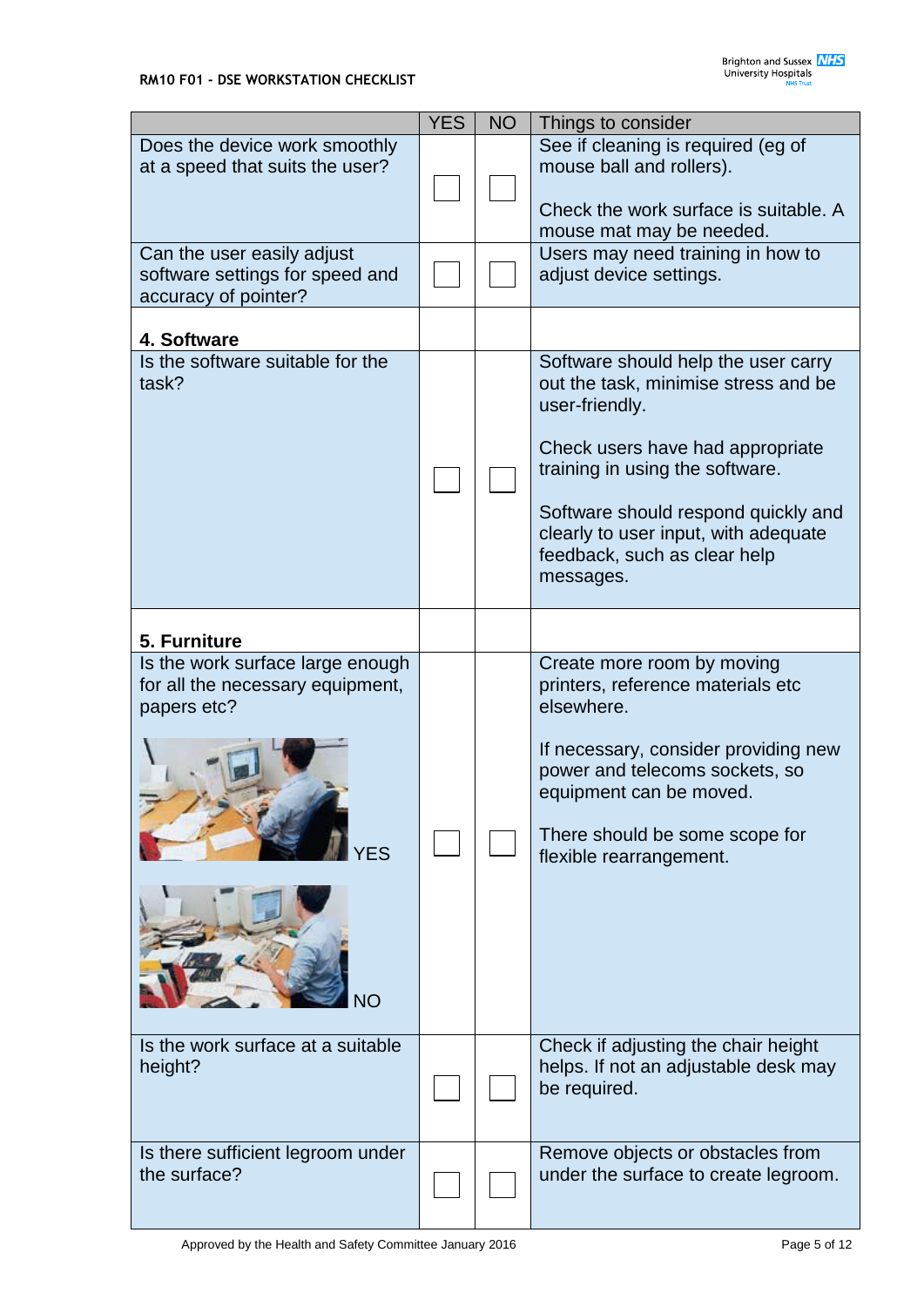| | YES | NO | Things to consider |
|---|---|---|---|
| Does the device work smoothly at a speed that suits the user? | ☐ | ☐ | See if cleaning is required (eg of mouse ball and rollers).<br><br>Check the work surface is suitable. A mouse mat may be needed. |
| Can the user easily adjust software settings for speed and accuracy of pointer? | ☐ | ☐ | Users may need training in how to adjust device settings. |
| **4. Software** | | | |
| Is the software suitable for the task? | ☐ | ☐ | Software should help the user carry out the task, minimise stress and be user-friendly.<br><br>Check users have had appropriate training in using the software.<br><br>Software should respond quickly and clearly to user input, with adequate feedback, such as clear help messages. |
| **5. Furniture** | | | |
| Is the work surface large enough for all the necessary equipment, papers etc?<br><br>YES<br><br>NO | ☐ | ☐ | Create more room by moving printers, reference materials etc elsewhere.<br><br>If necessary, consider providing new power and telecoms sockets, so equipment can be moved.<br><br>There should be some scope for flexible rearrangement. |
| Is the work surface at a suitable height? | ☐ | ☐ | Check if adjusting the chair height helps. If not an adjustable desk may be required. |
| Is there sufficient legroom under the surface? | ☐ | ☐ | Remove objects or obstacles from under the surface to create legroom. |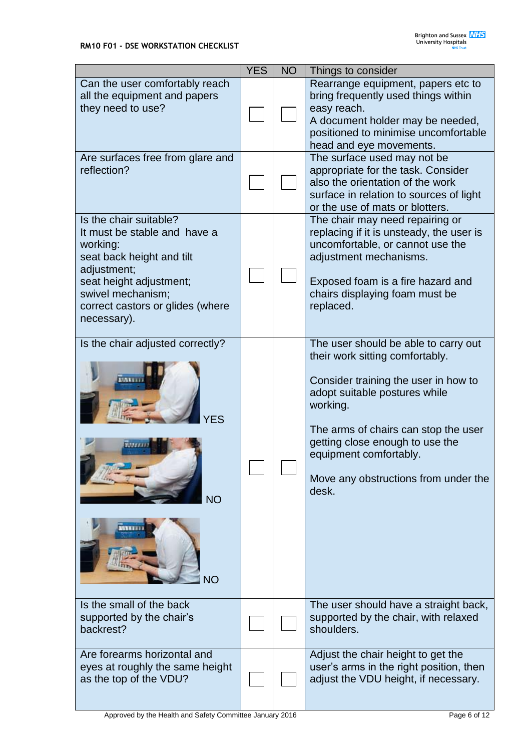| | YES | NO | Things to consider |
|---|---|---|---|
| Can the user comfortably reach all the equipment and papers they need to use? | ☐ | ☐ | Rearrange equipment, papers etc to bring frequently used things within easy reach.<br>A document holder may be needed, positioned to minimise uncomfortable head and eye movements. |
| Are surfaces free from glare and reflection? | ☐ | ☐ | The surface used may not be appropriate for the task. Consider also the orientation of the work surface in relation to sources of light or the use of mats or blotters. |
| Is the chair suitable?<br>It must be stable and have a working:<br>seat back height and tilt adjustment;<br>seat height adjustment;<br>swivel mechanism;<br>correct castors or glides (where necessary). | ☐ | ☐ | The chair may need repairing or replacing if it is unsteady, the user is uncomfortable, or cannot use the adjustment mechanisms.<br><br>Exposed foam is a fire hazard and chairs displaying foam must be replaced. |
| Is the chair adjusted correctly?<br><br>YES<br><br>NO<br><br>NO | ☐ | ☐ | The user should be able to carry out their work sitting comfortably.<br><br>Consider training the user in how to adopt suitable postures while working.<br><br>The arms of chairs can stop the user getting close enough to use the equipment comfortably.<br><br>Move any obstructions from under the desk. |
| Is the small of the back supported by the chair's backrest? | ☐ | ☐ | The user should have a straight back, supported by the chair, with relaxed shoulders. |
| Are forearms horizontal and eyes at roughly the same height as the top of the VDU? | ☐ | ☐ | Adjust the chair height to get the user's arms in the right position, then adjust the VDU height, if necessary. |

Approved by the Health and Safety Committee January 2016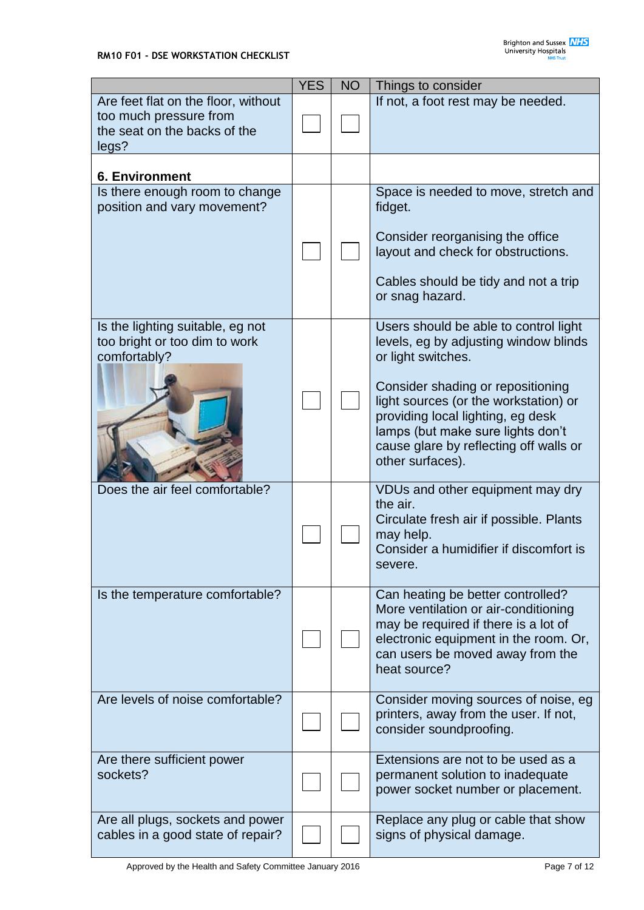| | YES | NO | Things to consider |
|---|---|---|---|
| Are feet flat on the floor, without too much pressure from the seat on the backs of the legs? | ☐ | ☐ | If not, a foot rest may be needed. |
| **6. Environment** | | | |
| Is there enough room to change position and vary movement? | ☐ | ☐ | Space is needed to move, stretch and fidget.<br><br>Consider reorganising the office layout and check for obstructions.<br><br>Cables should be tidy and not a trip or snag hazard. |
| Is the lighting suitable, eg not too bright or too dim to work comfortably? | ☐ | ☐ | Users should be able to control light levels, eg by adjusting window blinds or light switches.<br><br>Consider shading or repositioning light sources (or the workstation) or providing local lighting, eg desk lamps (but make sure lights don't cause glare by reflecting off walls or other surfaces). |
| Does the air feel comfortable? | ☐ | ☐ | VDUs and other equipment may dry the air.<br>Circulate fresh air if possible. Plants may help.<br>Consider a humidifier if discomfort is severe. |
| Is the temperature comfortable? | ☐ | ☐ | Can heating be better controlled? More ventilation or air-conditioning may be required if there is a lot of electronic equipment in the room. Or, can users be moved away from the heat source? |
| Are levels of noise comfortable? | ☐ | ☐ | Consider moving sources of noise, eg printers, away from the user. If not, consider soundproofing. |
| Are there sufficient power sockets? | ☐ | ☐ | Extensions are not to be used as a permanent solution to inadequate power socket number or placement. |
| Are all plugs, sockets and power cables in a good state of repair? | ☐ | ☐ | Replace any plug or cable that show signs of physical damage. |

Approved by the Health and Safety Committee January 2016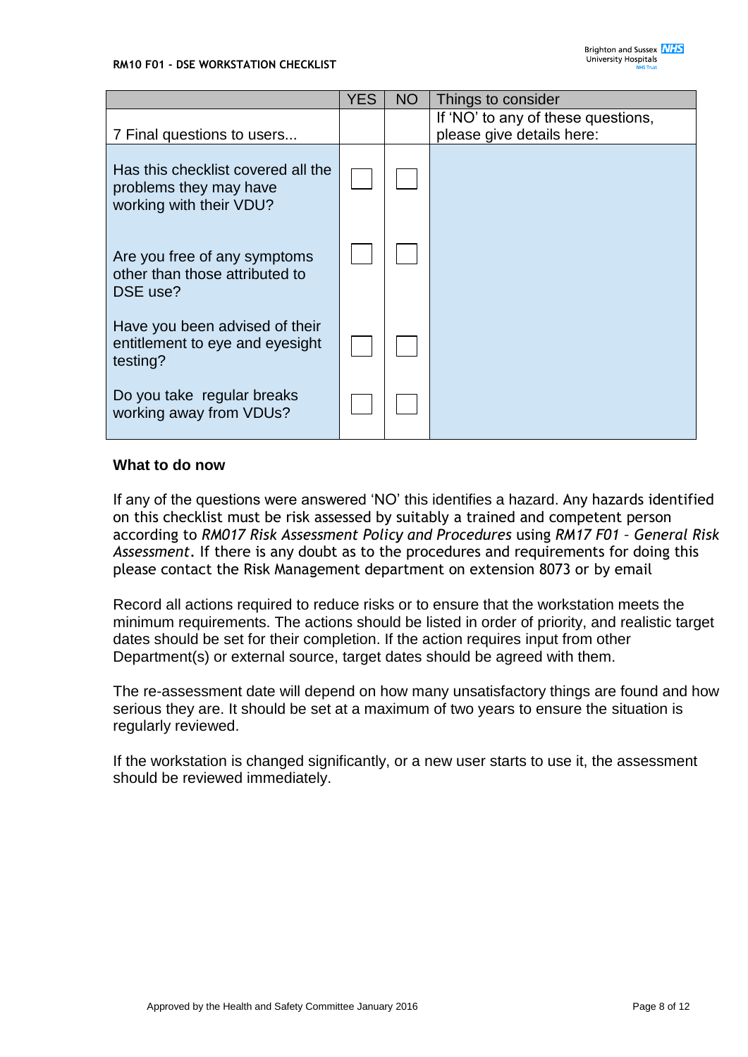| | YES | NO | Things to consider |
|---|---|---|---|
| 7 Final questions to users... | | | If 'NO' to any of these questions, please give details here: |
| Has this checklist covered all the problems they may have working with their VDU? | ☐ | ☐ | |
| Are you free of any symptoms other than those attributed to DSE use? | ☐ | ☐ | |
| Have you been advised of their entitlement to eye and eyesight testing? | ☐ | ☐ | |
| Do you take regular breaks working away from VDUs? | ☐ | ☐ | |

**What to do now**

If any of the questions were answered 'NO' this identifies a hazard. Any hazards identified on this checklist must be risk assessed by suitably a trained and competent person according to *RM017 Risk Assessment Policy and Procedures* using *RM17 F01 – General Risk Assessment*. If there is any doubt as to the procedures and requirements for doing this please contact the Risk Management department on extension 8073 or by email

Record all actions required to reduce risks or to ensure that the workstation meets the minimum requirements. The actions should be listed in order of priority, and realistic target dates should be set for their completion. If the action requires input from other Department(s) or external source, target dates should be agreed with them.

The re-assessment date will depend on how many unsatisfactory things are found and how serious they are. It should be set at a maximum of two years to ensure the situation is regularly reviewed.

If the workstation is changed significantly, or a new user starts to use it, the assessment should be reviewed immediately.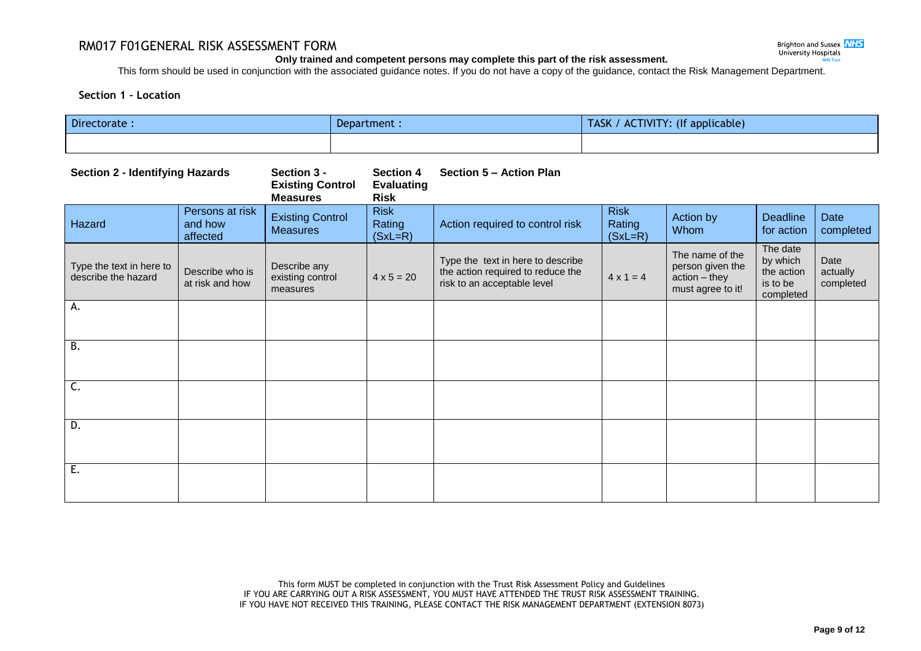# RM017 F01GENERAL RISK ASSESSMENT FORM

**Only trained and competent persons may complete this part of the risk assessment.**

This form should be used in conjunction with the associated guidance notes. If you do not have a copy of the guidance, contact the Risk Management Department.

**Section 1 – Location**

| Directorate : | Department : | TASK / ACTIVITY: (If applicable) |
|---|---|---|
| | | |

| **Section 2 - Identifying Hazards** | | **Section 3 - Existing Control Measures** | **Section 4 Evaluating Risk** | **Section 5 – Action Plan** | | | | |
|---|---|---|---|---|---|---|---|---|
| Hazard | Persons at risk and how affected | Existing Control Measures | Risk Rating (SxL=R) | Action required to control risk | Risk Rating (SxL=R) | Action by Whom | Deadline for action | Date completed |
| Type the text in here to describe the hazard | Describe who is at risk and how | Describe any existing control measures | 4 x 5 = 20 | Type the text in here to describe the action required to reduce the risk to an acceptable level | 4 x 1 = 4 | The name of the person given the action – they must agree to it! | The date by which the action is to be completed | Date actually completed |
| A. | | | | | | | | |
| B. | | | | | | | | |
| C. | | | | | | | | |
| D. | | | | | | | | |
| E. | | | | | | | | |

This form MUST be completed in conjunction with the Trust Risk Assessment Policy and Guidelines
IF YOU ARE CARRYING OUT A RISK ASSESSMENT, YOU MUST HAVE ATTENDED THE TRUST RISK ASSESSMENT TRAINING.
IF YOU HAVE NOT RECEIVED THIS TRAINING, PLEASE CONTACT THE RISK MANAGEMENT DEPARTMENT (EXTENSION 8073)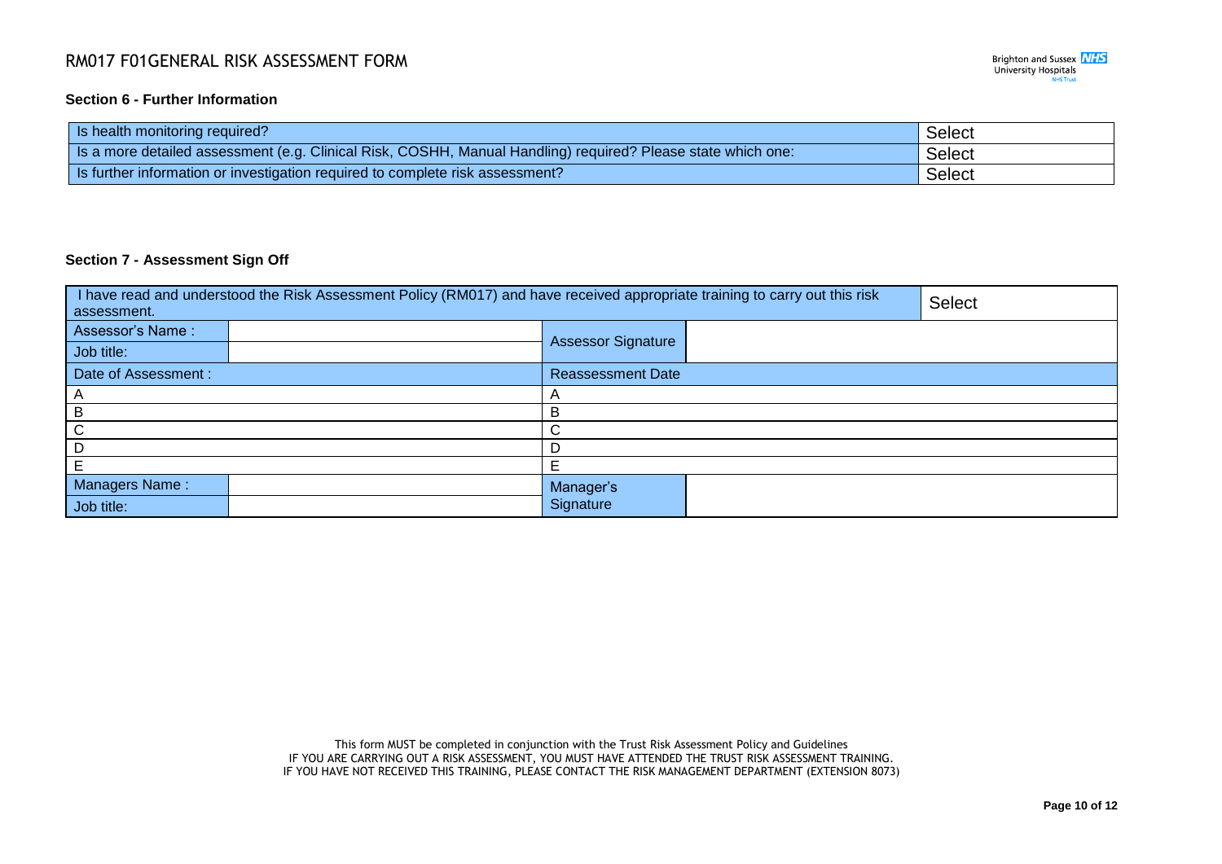### Section 6 - Further Information

| Is health monitoring required? | Select |
|---|---|
| Is a more detailed assessment (e.g. Clinical Risk, COSHH, Manual Handling) required? Please state which one: | Select |
| Is further information or investigation required to complete risk assessment? | Select |

### Section 7 - Assessment Sign Off

| I have read and understood the Risk Assessment Policy (RM017) and have received appropriate training to carry out this risk assessment. | | | Select |
|---|---|---|---|
| Assessor's Name : | | Assessor Signature | |
| Job title: | | | |
| Date of Assessment : | | Reassessment Date | |
| A | | A | |
| B | | B | |
| C | | C | |
| D | | D | |
| E | | E | |
| Managers Name : | | Manager's Signature | |
| Job title: | | | |

This form MUST be completed in conjunction with the Trust Risk Assessment Policy and Guidelines
IF YOU ARE CARRYING OUT A RISK ASSESSMENT, YOU MUST HAVE ATTENDED THE TRUST RISK ASSESSMENT TRAINING.
IF YOU HAVE NOT RECEIVED THIS TRAINING, PLEASE CONTACT THE RISK MANAGEMENT DEPARTMENT (EXTENSION 8073)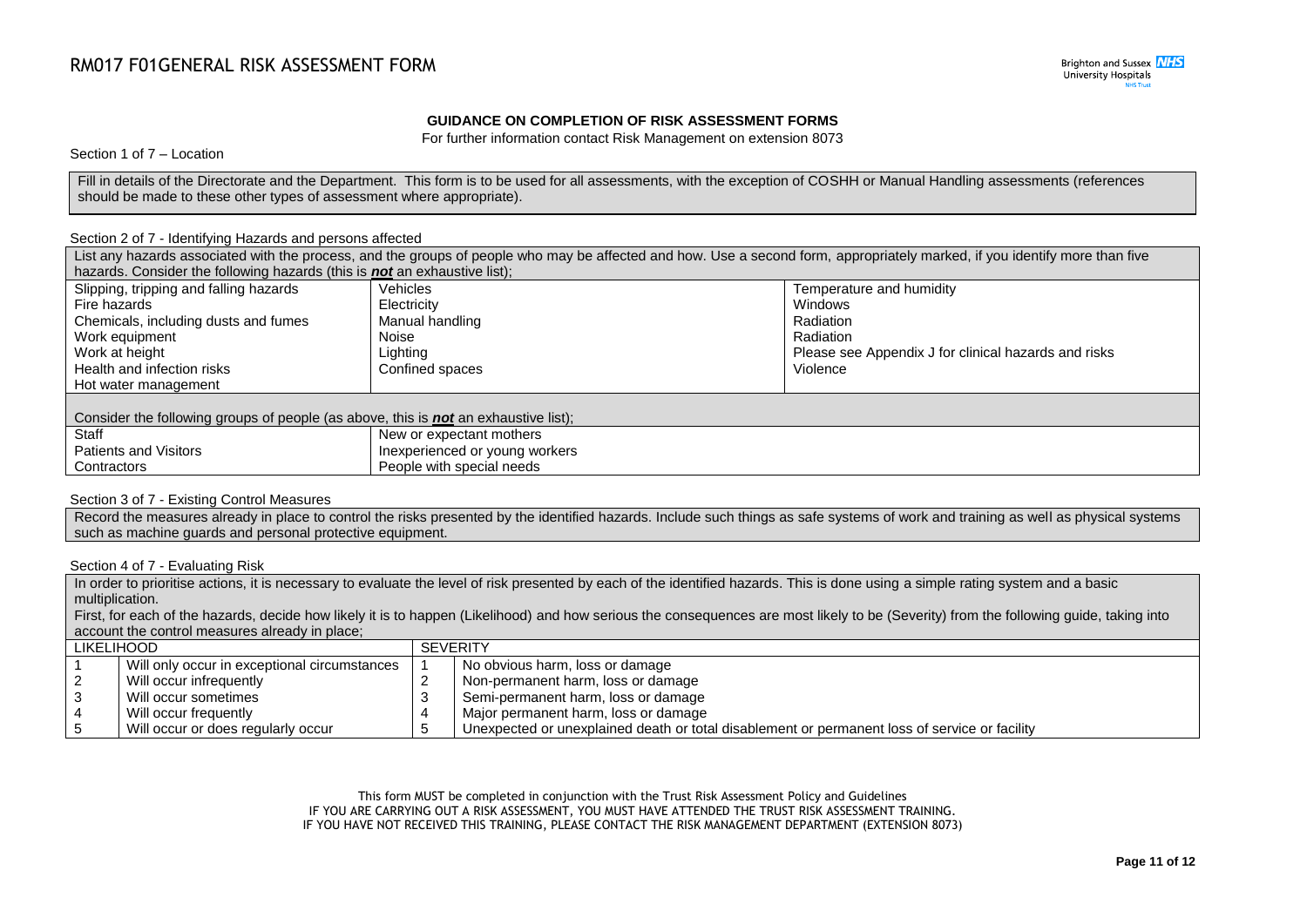## GUIDANCE ON COMPLETION OF RISK ASSESSMENT FORMS

For further information contact Risk Management on extension 8073

Section 1 of 7 – Location

Fill in details of the Directorate and the Department. This form is to be used for all assessments, with the exception of COSHH or Manual Handling assessments (references should be made to these other types of assessment where appropriate).

Section 2 of 7 - Identifying Hazards and persons affected

List any hazards associated with the process, and the groups of people who may be affected and how. Use a second form, appropriately marked, if you identify more than five hazards. Consider the following hazards (this is ***not*** an exhaustive list);

| | | |
|---|---|---|
| Slipping, tripping and falling hazards | Vehicles | Temperature and humidity |
| Fire hazards | Electricity | Windows |
| Chemicals, including dusts and fumes | Manual handling | Radiation |
| Work equipment | Noise | Radiation |
| Work at height | Lighting | Please see Appendix J for clinical hazards and risks |
| Health and infection risks | Confined spaces | Violence |
| Hot water management | | |

Consider the following groups of people (as above, this is ***not*** an exhaustive list);

| | |
|---|---|
| Staff | New or expectant mothers |
| Patients and Visitors | Inexperienced or young workers |
| Contractors | People with special needs |

Section 3 of 7 - Existing Control Measures

Record the measures already in place to control the risks presented by the identified hazards. Include such things as safe systems of work and training as well as physical systems such as machine guards and personal protective equipment.

Section 4 of 7 - Evaluating Risk

In order to prioritise actions, it is necessary to evaluate the level of risk presented by each of the identified hazards. This is done using a simple rating system and a basic multiplication.

First, for each of the hazards, decide how likely it is to happen (Likelihood) and how serious the consequences are most likely to be (Severity) from the following guide, taking into account the control measures already in place;

| LIKELIHOOD | | SEVERITY | |
|---|---|---|---|
| 1 | Will only occur in exceptional circumstances | 1 | No obvious harm, loss or damage |
| 2 | Will occur infrequently | 2 | Non-permanent harm, loss or damage |
| 3 | Will occur sometimes | 3 | Semi-permanent harm, loss or damage |
| 4 | Will occur frequently | 4 | Major permanent harm, loss or damage |
| 5 | Will occur or does regularly occur | 5 | Unexpected or unexplained death or total disablement or permanent loss of service or facility |

This form MUST be completed in conjunction with the Trust Risk Assessment Policy and Guidelines
IF YOU ARE CARRYING OUT A RISK ASSESSMENT, YOU MUST HAVE ATTENDED THE TRUST RISK ASSESSMENT TRAINING.
IF YOU HAVE NOT RECEIVED THIS TRAINING, PLEASE CONTACT THE RISK MANAGEMENT DEPARTMENT (EXTENSION 8073)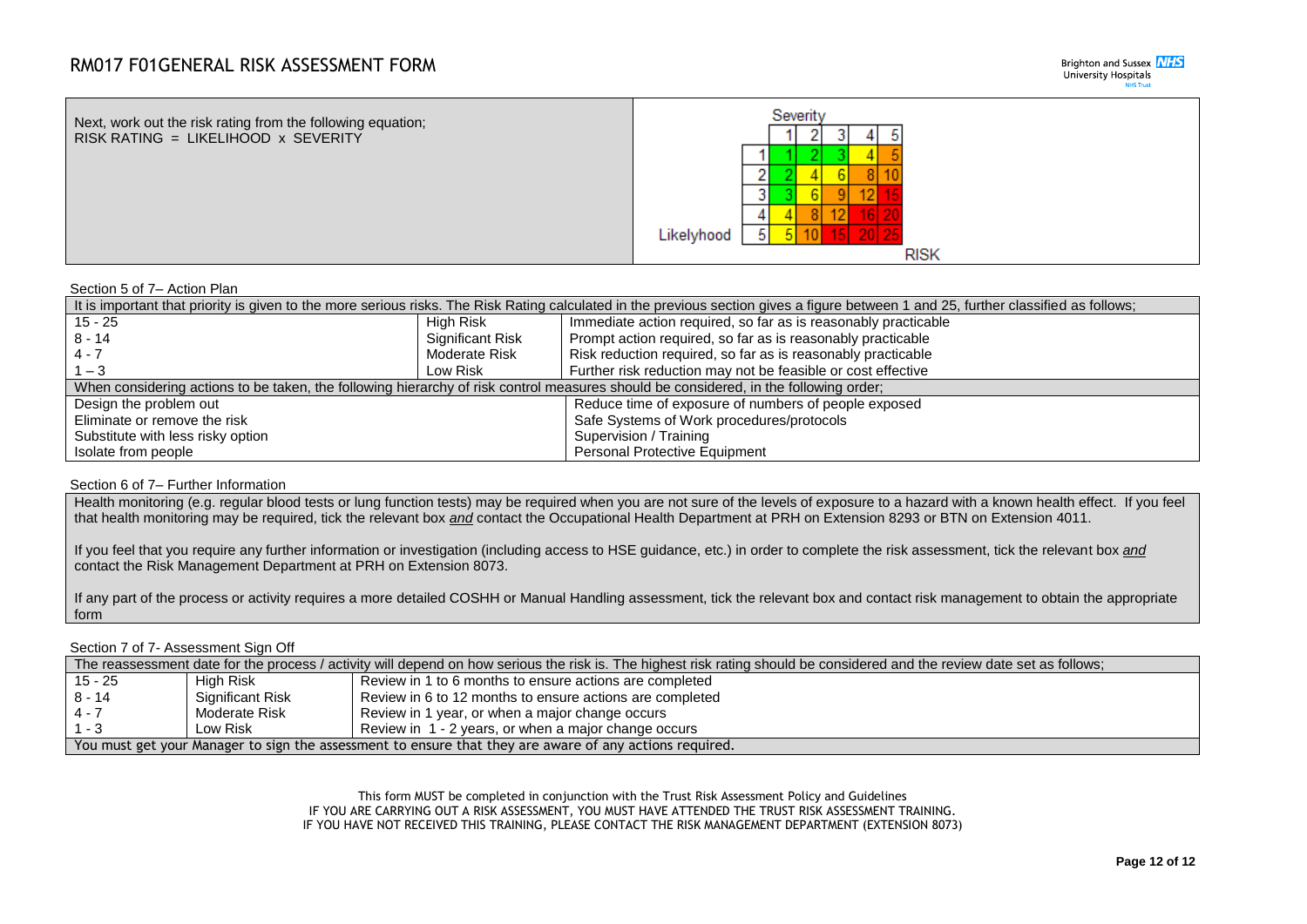Next, work out the risk rating from the following equation;
RISK RATING = LIKELIHOOD x SEVERITY

| | Severity 1 | Severity 2 | Severity 3 | Severity 4 | Severity 5 |
|---|---|---|---|---|---|
| **Likelyhood 1** | 1 | 2 | 3 | 4 | 5 |
| **Likelyhood 2** | 2 | 4 | 6 | 8 | 10 |
| **Likelyhood 3** | 3 | 6 | 9 | 12 | 15 |
| **Likelyhood 4** | 4 | 8 | 12 | 16 | 20 |
| **Likelyhood 5** | 5 | 10 | 15 | 20 | 25 |

RISK

## Section 5 of 7– Action Plan

It is important that priority is given to the more serious risks. The Risk Rating calculated in the previous section gives a figure between 1 and 25, further classified as follows;

| | | |
|---|---|---|
| 15 - 25 | High Risk | Immediate action required, so far as is reasonably practicable |
| 8 - 14 | Significant Risk | Prompt action required, so far as is reasonably practicable |
| 4 - 7 | Moderate Risk | Risk reduction required, so far as is reasonably practicable |
| 1 – 3 | Low Risk | Further risk reduction may not be feasible or cost effective |

When considering actions to be taken, the following hierarchy of risk control measures should be considered, in the following order;

| | |
|---|---|
| Design the problem out | Reduce time of exposure of numbers of people exposed |
| Eliminate or remove the risk | Safe Systems of Work procedures/protocols |
| Substitute with less risky option | Supervision / Training |
| Isolate from people | Personal Protective Equipment |

## Section 6 of 7– Further Information

Health monitoring (e.g. regular blood tests or lung function tests) may be required when you are not sure of the levels of exposure to a hazard with a known health effect. If you feel that health monitoring may be required, tick the relevant box *and* contact the Occupational Health Department at PRH on Extension 8293 or BTN on Extension 4011.

If you feel that you require any further information or investigation (including access to HSE guidance, etc.) in order to complete the risk assessment, tick the relevant box *and* contact the Risk Management Department at PRH on Extension 8073.

If any part of the process or activity requires a more detailed COSHH or Manual Handling assessment, tick the relevant box and contact risk management to obtain the appropriate form

## Section 7 of 7- Assessment Sign Off

The reassessment date for the process / activity will depend on how serious the risk is. The highest risk rating should be considered and the review date set as follows;

| | | |
|---|---|---|
| 15 - 25 | High Risk | Review in 1 to 6 months to ensure actions are completed |
| 8 - 14 | Significant Risk | Review in 6 to 12 months to ensure actions are completed |
| 4 - 7 | Moderate Risk | Review in 1 year, or when a major change occurs |
| 1 - 3 | Low Risk | Review in 1 - 2 years, or when a major change occurs |

You must get your Manager to sign the assessment to ensure that they are aware of any actions required.

This form MUST be completed in conjunction with the Trust Risk Assessment Policy and Guidelines
IF YOU ARE CARRYING OUT A RISK ASSESSMENT, YOU MUST HAVE ATTENDED THE TRUST RISK ASSESSMENT TRAINING.
IF YOU HAVE NOT RECEIVED THIS TRAINING, PLEASE CONTACT THE RISK MANAGEMENT DEPARTMENT (EXTENSION 8073)